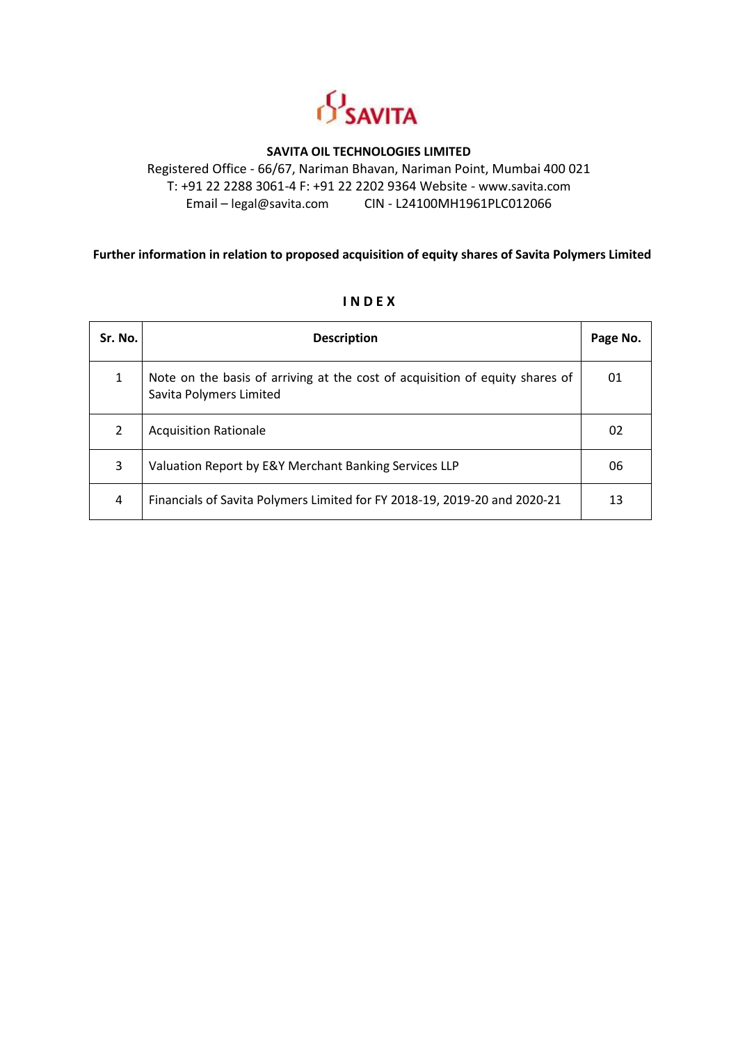SAVITA

**SAVITA OIL TECHNOLOGIES LIMITED**

Registered Office - 66/67, Nariman Bhavan, Nariman Point, Mumbai 400 021
T: +91 22 2288 3061-4 F: +91 22 2202 9364 Website - www.savita.com
Email – legal@savita.com CIN - L24100MH1961PLC012066

**Further information in relation to proposed acquisition of equity shares of Savita Polymers Limited**

**I N D E X**

| Sr. No. | Description | Page No. |
|---|---|---|
| 1 | Note on the basis of arriving at the cost of acquisition of equity shares of Savita Polymers Limited | 01 |
| 2 | Acquisition Rationale | 02 |
| 3 | Valuation Report by E&Y Merchant Banking Services LLP | 06 |
| 4 | Financials of Savita Polymers Limited for FY 2018-19, 2019-20 and 2020-21 | 13 |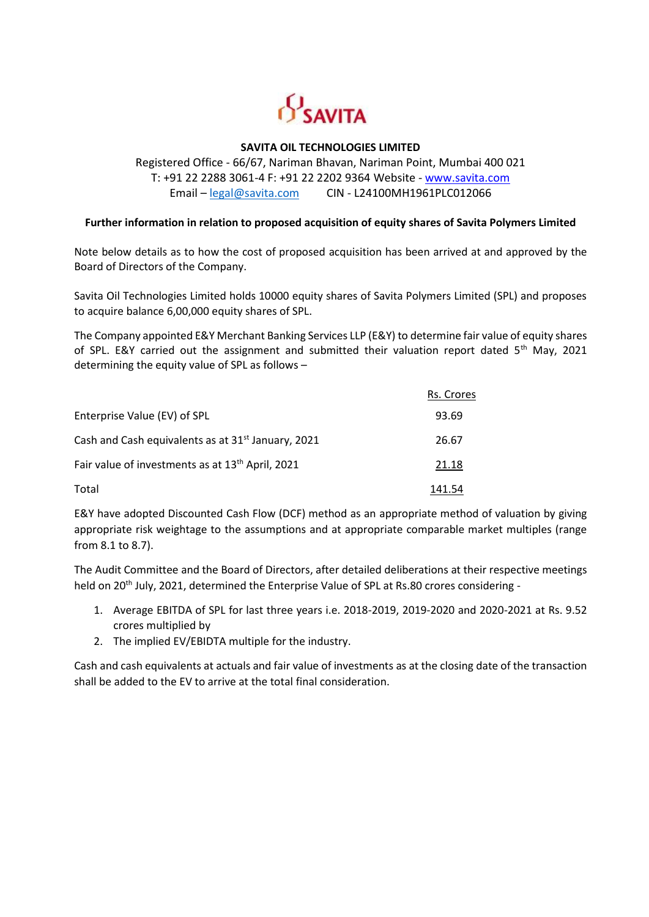**SAVITA OIL TECHNOLOGIES LIMITED**

Registered Office - 66/67, Nariman Bhavan, Nariman Point, Mumbai 400 021
T: +91 22 2288 3061-4 F: +91 22 2202 9364 Website - www.savita.com
Email – legal@savita.com CIN - L24100MH1961PLC012066

**Further information in relation to proposed acquisition of equity shares of Savita Polymers Limited**

Note below details as to how the cost of proposed acquisition has been arrived at and approved by the Board of Directors of the Company.

Savita Oil Technologies Limited holds 10000 equity shares of Savita Polymers Limited (SPL) and proposes to acquire balance 6,00,000 equity shares of SPL.

The Company appointed E&Y Merchant Banking Services LLP (E&Y) to determine fair value of equity shares of SPL. E&Y carried out the assignment and submitted their valuation report dated 5th May, 2021 determining the equity value of SPL as follows –

| | Rs. Crores |
|---|---|
| Enterprise Value (EV) of SPL | 93.69 |
| Cash and Cash equivalents as at 31st January, 2021 | 26.67 |
| Fair value of investments as at 13th April, 2021 | 21.18 |
| Total | 141.54 |

E&Y have adopted Discounted Cash Flow (DCF) method as an appropriate method of valuation by giving appropriate risk weightage to the assumptions and at appropriate comparable market multiples (range from 8.1 to 8.7).

The Audit Committee and the Board of Directors, after detailed deliberations at their respective meetings held on 20th July, 2021, determined the Enterprise Value of SPL at Rs.80 crores considering -

1. Average EBITDA of SPL for last three years i.e. 2018-2019, 2019-2020 and 2020-2021 at Rs. 9.52 crores multiplied by
2. The implied EV/EBIDTA multiple for the industry.

Cash and cash equivalents at actuals and fair value of investments as at the closing date of the transaction shall be added to the EV to arrive at the total final consideration.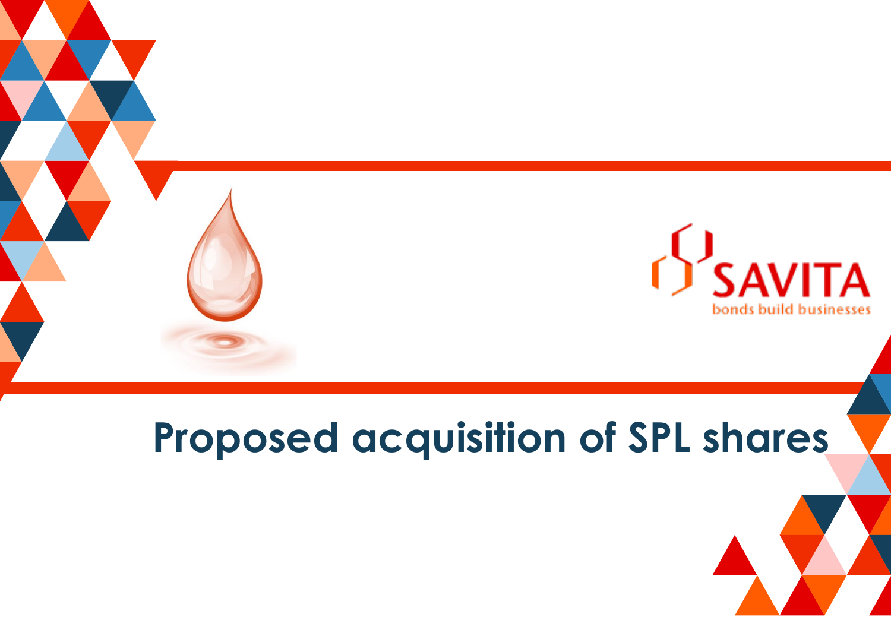SAVITA

bonds build businesses

# Proposed acquisition of SPL shares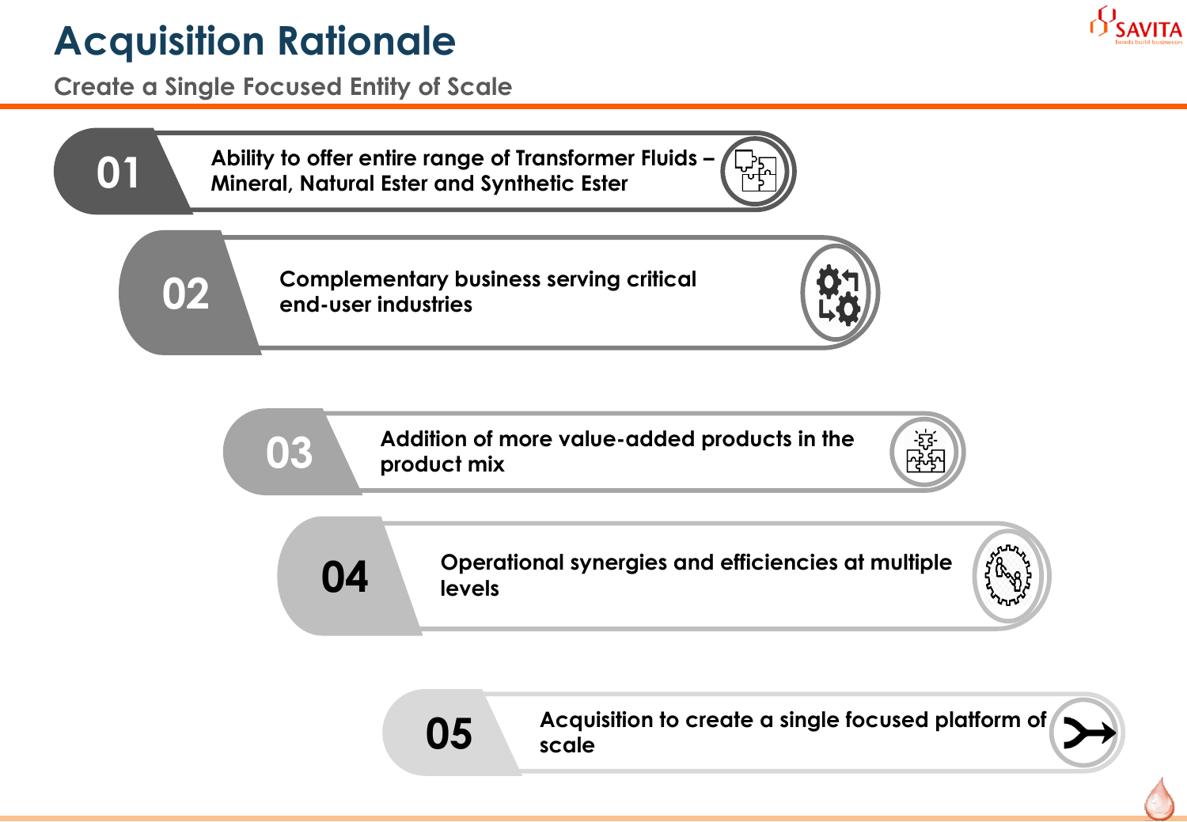# Acquisition Rationale

## Create a Single Focused Entity of Scale

**01** Ability to offer entire range of Transformer Fluids – Mineral, Natural Ester and Synthetic Ester

**02** Complementary business serving critical end-user industries

**03** Addition of more value-added products in the product mix

**04** Operational synergies and efficiencies at multiple levels

**05** Acquisition to create a single focused platform of scale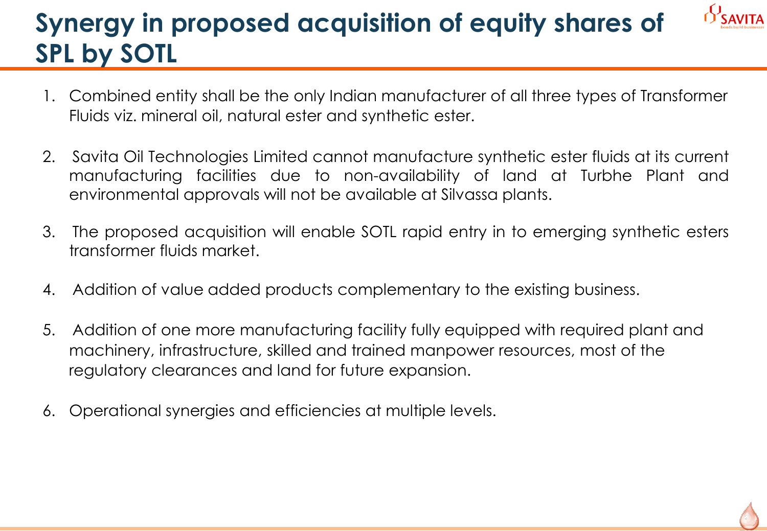# Synergy in proposed acquisition of equity shares of SPL by SOTL

1. Combined entity shall be the only Indian manufacturer of all three types of Transformer Fluids viz. mineral oil, natural ester and synthetic ester.
2. Savita Oil Technologies Limited cannot manufacture synthetic ester fluids at its current manufacturing facilities due to non-availability of land at Turbhe Plant and environmental approvals will not be available at Silvassa plants.
3. The proposed acquisition will enable SOTL rapid entry in to emerging synthetic esters transformer fluids market.
4. Addition of value added products complementary to the existing business.
5. Addition of one more manufacturing facility fully equipped with required plant and machinery, infrastructure, skilled and trained manpower resources, most of the regulatory clearances and land for future expansion.
6. Operational synergies and efficiencies at multiple levels.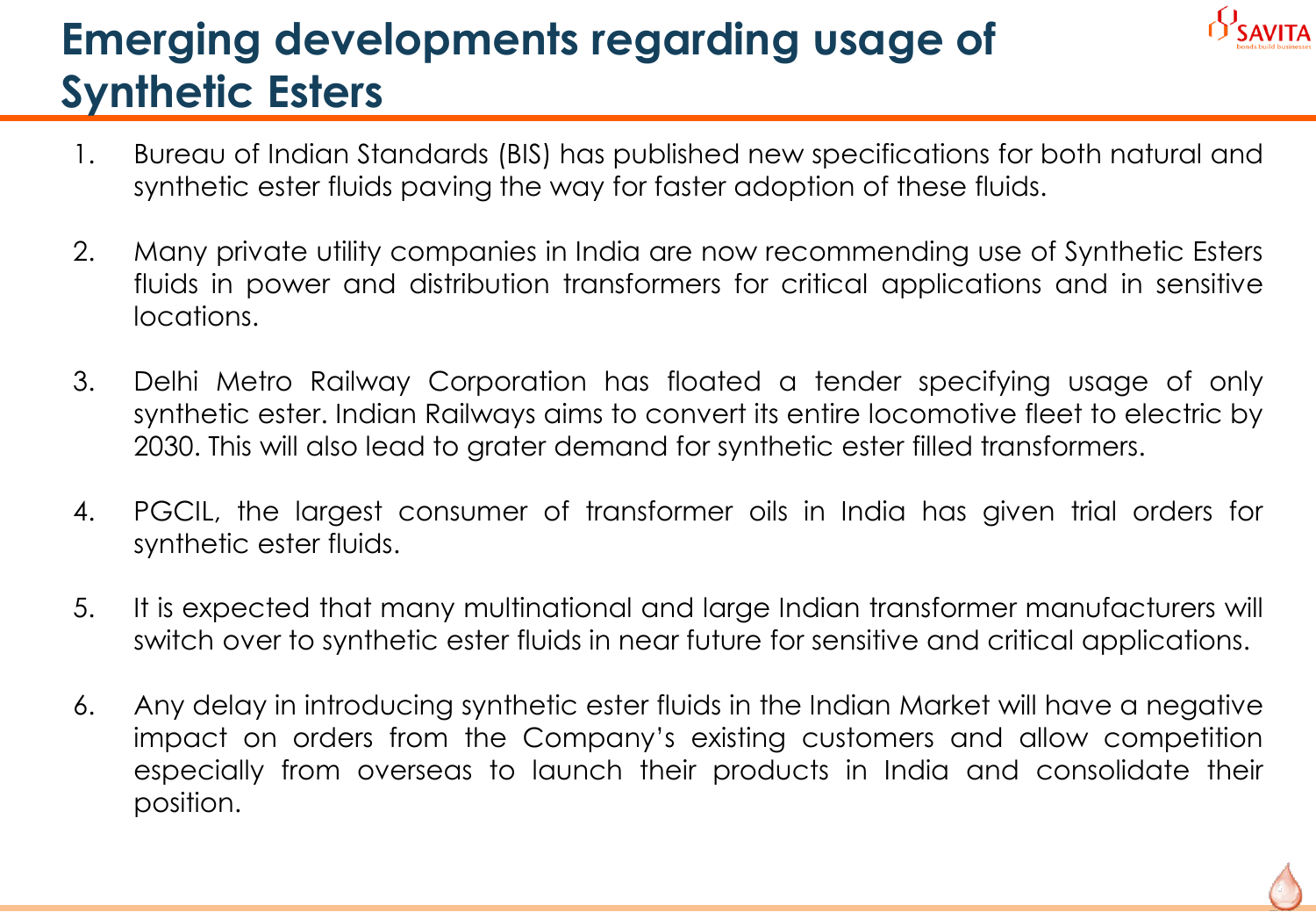# Emerging developments regarding usage of Synthetic Esters

1. Bureau of Indian Standards (BIS) has published new specifications for both natural and synthetic ester fluids paving the way for faster adoption of these fluids.

2. Many private utility companies in India are now recommending use of Synthetic Esters fluids in power and distribution transformers for critical applications and in sensitive locations.

3. Delhi Metro Railway Corporation has floated a tender specifying usage of only synthetic ester. Indian Railways aims to convert its entire locomotive fleet to electric by 2030. This will also lead to grater demand for synthetic ester filled transformers.

4. PGCIL, the largest consumer of transformer oils in India has given trial orders for synthetic ester fluids.

5. It is expected that many multinational and large Indian transformer manufacturers will switch over to synthetic ester fluids in near future for sensitive and critical applications.

6. Any delay in introducing synthetic ester fluids in the Indian Market will have a negative impact on orders from the Company's existing customers and allow competition especially from overseas to launch their products in India and consolidate their position.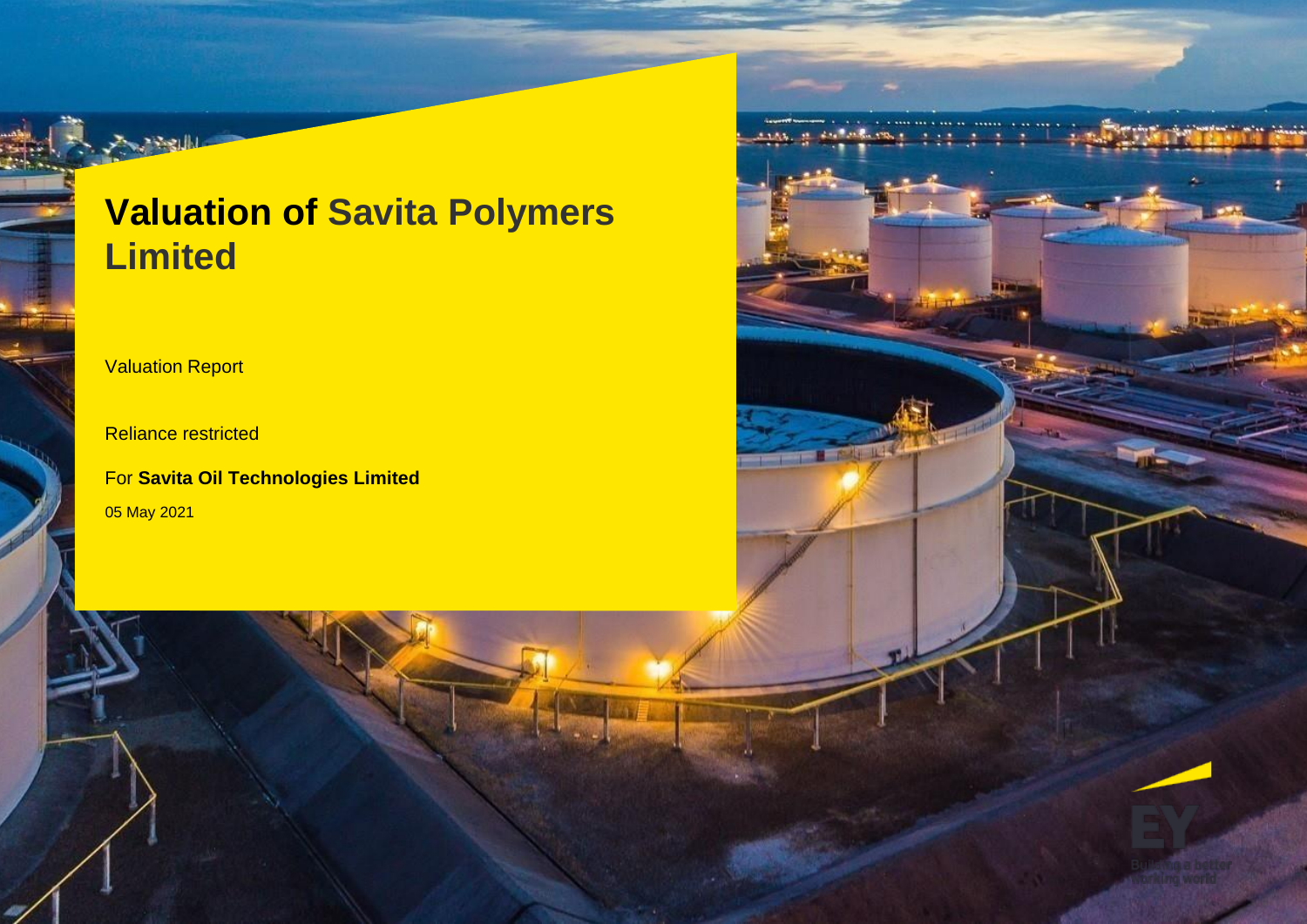# Valuation of Savita Polymers Limited

Valuation Report

Reliance restricted

For **Savita Oil Technologies Limited**

05 May 2021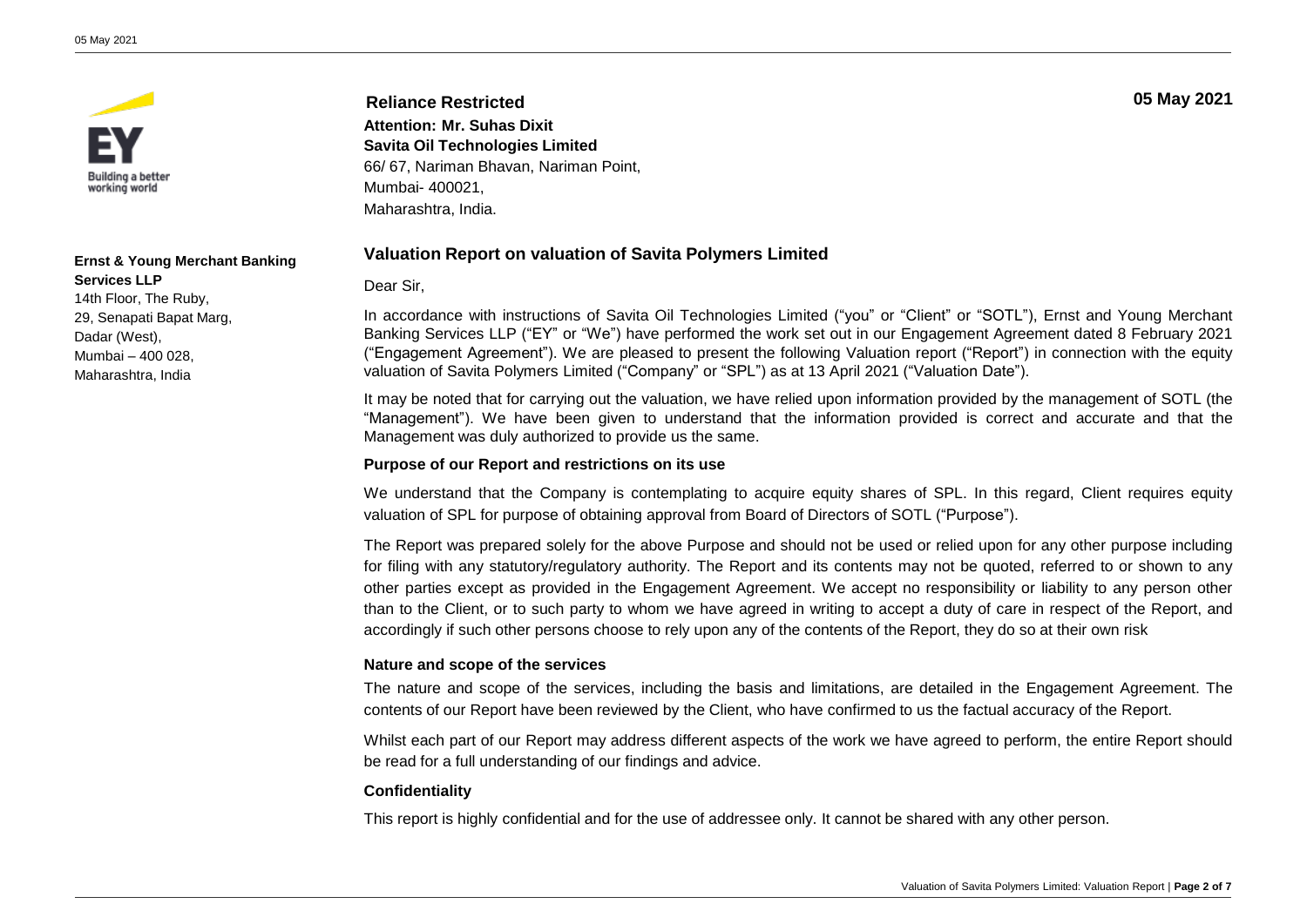**Ernst & Young Merchant Banking Services LLP**
14th Floor, The Ruby,
29, Senapati Bapat Marg,
Dadar (West),
Mumbai – 400 028,
Maharashtra, India

**Reliance Restricted**

**05 May 2021**

**Attention: Mr. Suhas Dixit**
**Savita Oil Technologies Limited**
66/ 67, Nariman Bhavan, Nariman Point,
Mumbai- 400021,
Maharashtra, India.

## Valuation Report on valuation of Savita Polymers Limited

Dear Sir,

In accordance with instructions of Savita Oil Technologies Limited ("you" or "Client" or "SOTL"), Ernst and Young Merchant Banking Services LLP ("EY" or "We") have performed the work set out in our Engagement Agreement dated 8 February 2021 ("Engagement Agreement"). We are pleased to present the following Valuation report ("Report") in connection with the equity valuation of Savita Polymers Limited ("Company" or "SPL") as at 13 April 2021 ("Valuation Date").

It may be noted that for carrying out the valuation, we have relied upon information provided by the management of SOTL (the "Management"). We have been given to understand that the information provided is correct and accurate and that the Management was duly authorized to provide us the same.

### Purpose of our Report and restrictions on its use

We understand that the Company is contemplating to acquire equity shares of SPL. In this regard, Client requires equity valuation of SPL for purpose of obtaining approval from Board of Directors of SOTL ("Purpose").

The Report was prepared solely for the above Purpose and should not be used or relied upon for any other purpose including for filing with any statutory/regulatory authority. The Report and its contents may not be quoted, referred to or shown to any other parties except as provided in the Engagement Agreement. We accept no responsibility or liability to any person other than to the Client, or to such party to whom we have agreed in writing to accept a duty of care in respect of the Report, and accordingly if such other persons choose to rely upon any of the contents of the Report, they do so at their own risk

### Nature and scope of the services

The nature and scope of the services, including the basis and limitations, are detailed in the Engagement Agreement. The contents of our Report have been reviewed by the Client, who have confirmed to us the factual accuracy of the Report.

Whilst each part of our Report may address different aspects of the work we have agreed to perform, the entire Report should be read for a full understanding of our findings and advice.

### Confidentiality

This report is highly confidential and for the use of addressee only. It cannot be shared with any other person.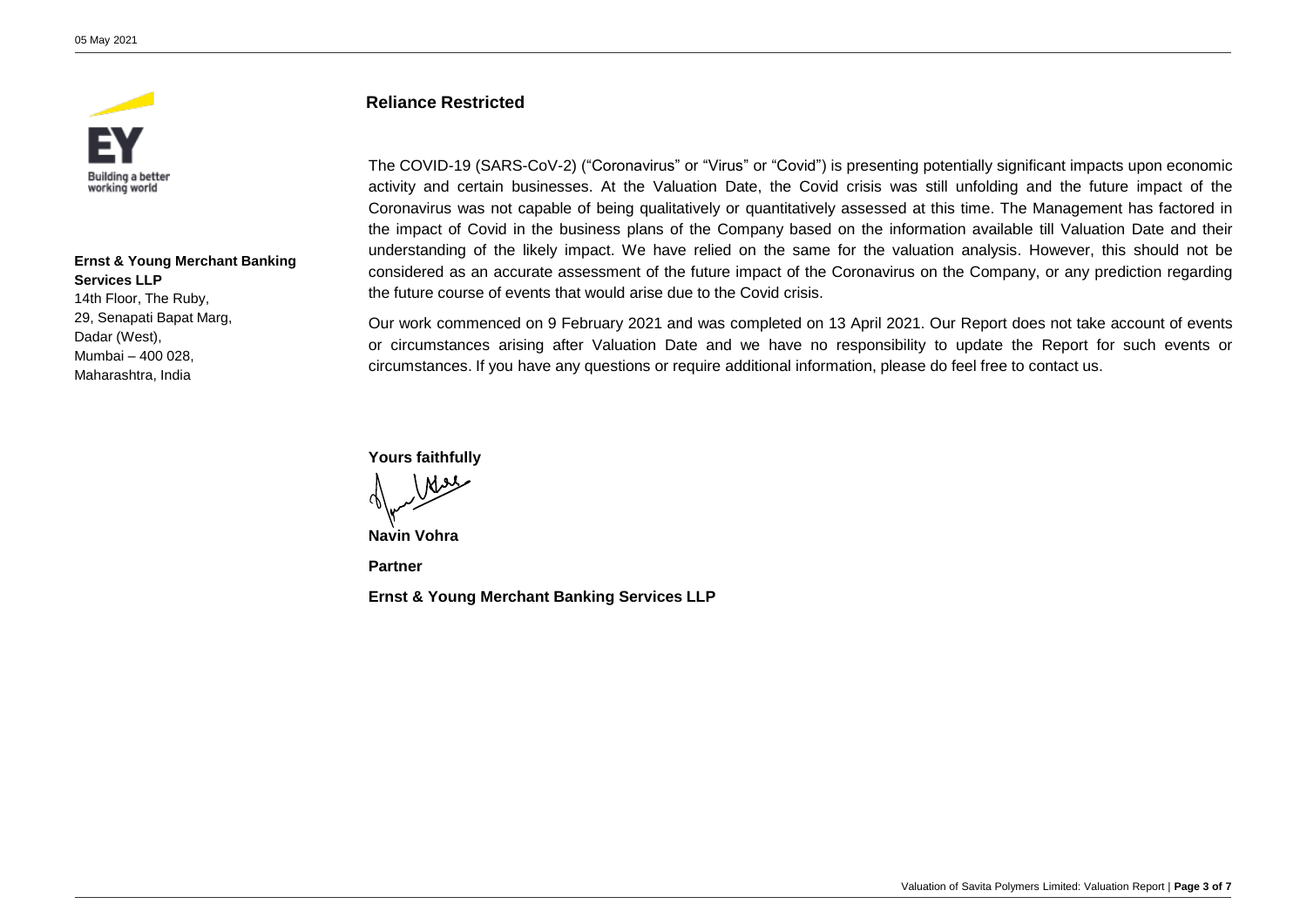**Ernst & Young Merchant Banking Services LLP**
14th Floor, The Ruby,
29, Senapati Bapat Marg,
Dadar (West),
Mumbai – 400 028,
Maharashtra, India

## Reliance Restricted

The COVID-19 (SARS-CoV-2) ("Coronavirus" or "Virus" or "Covid") is presenting potentially significant impacts upon economic activity and certain businesses. At the Valuation Date, the Covid crisis was still unfolding and the future impact of the Coronavirus was not capable of being qualitatively or quantitatively assessed at this time. The Management has factored in the impact of Covid in the business plans of the Company based on the information available till Valuation Date and their understanding of the likely impact. We have relied on the same for the valuation analysis. However, this should not be considered as an accurate assessment of the future impact of the Coronavirus on the Company, or any prediction regarding the future course of events that would arise due to the Covid crisis.

Our work commenced on 9 February 2021 and was completed on 13 April 2021. Our Report does not take account of events or circumstances arising after Valuation Date and we have no responsibility to update the Report for such events or circumstances. If you have any questions or require additional information, please do feel free to contact us.

**Yours faithfully**

**Navin Vohra**

**Partner**

**Ernst & Young Merchant Banking Services LLP**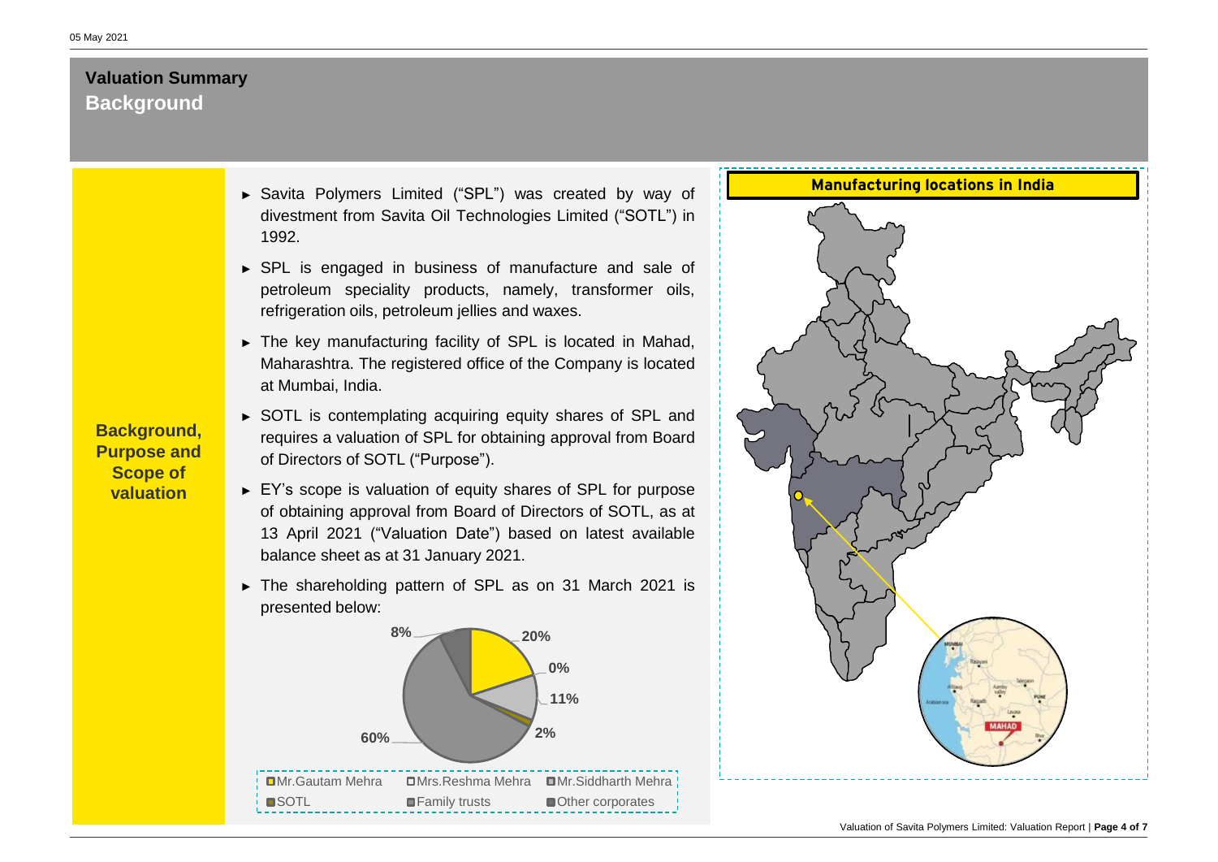# Valuation Summary

## Background

**Background, Purpose and Scope of valuation**

- Savita Polymers Limited ("SPL") was created by way of divestment from Savita Oil Technologies Limited ("SOTL") in 1992.
- SPL is engaged in business of manufacture and sale of petroleum speciality products, namely, transformer oils, refrigeration oils, petroleum jellies and waxes.
- The key manufacturing facility of SPL is located in Mahad, Maharashtra. The registered office of the Company is located at Mumbai, India.
- SOTL is contemplating acquiring equity shares of SPL and requires a valuation of SPL for obtaining approval from Board of Directors of SOTL ("Purpose").
- EY's scope is valuation of equity shares of SPL for purpose of obtaining approval from Board of Directors of SOTL, as at 13 April 2021 ("Valuation Date") based on latest available balance sheet as at 31 January 2021.
- The shareholding pattern of SPL as on 31 March 2021 is presented below:

| Shareholder | Share |
| --- | --- |
| Mr.Gautam Mehra | 20% |
| Mrs.Reshma Mehra | 0% |
| Mr.Siddharth Mehra | 11% |
| SOTL | 2% |
| Family trusts | 60% |
| Other corporates | 8% |

**Manufacturing locations in India**

MAHAD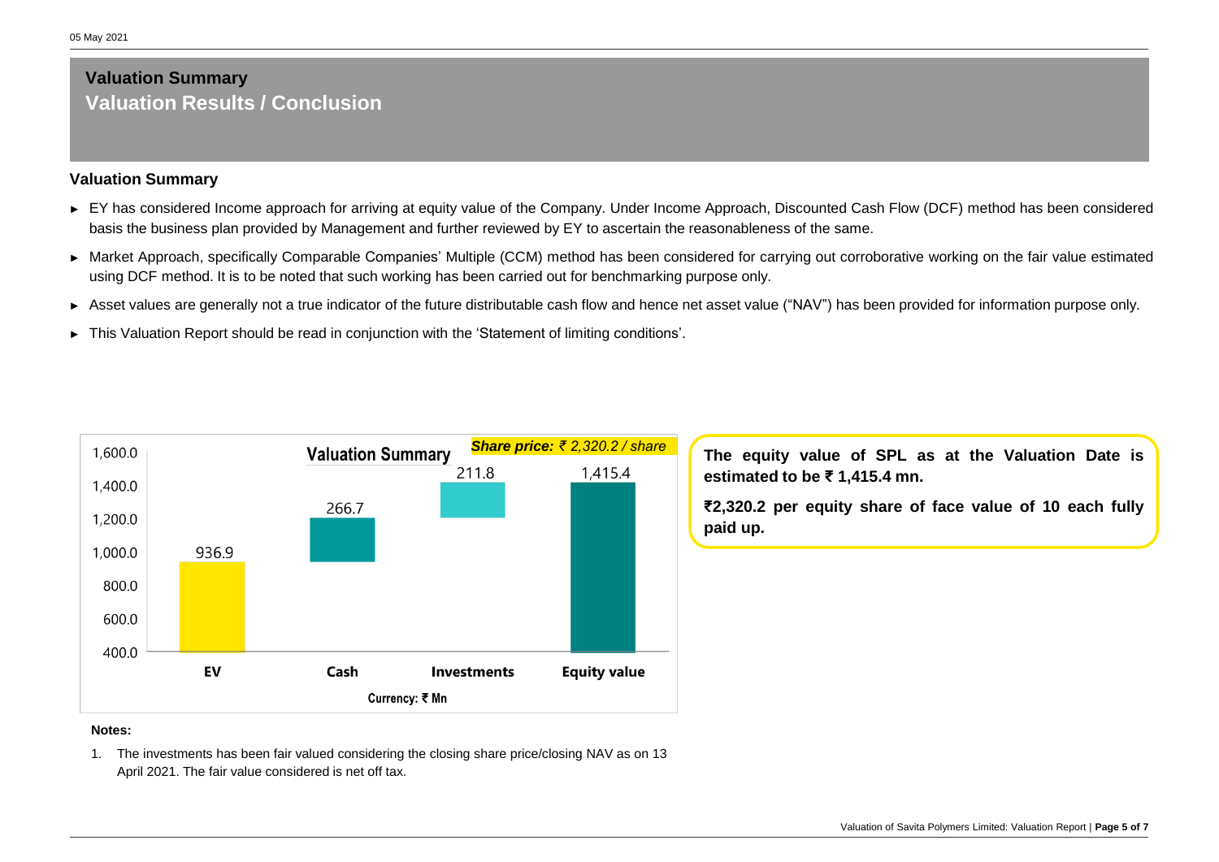# Valuation Summary

## Valuation Results / Conclusion

### Valuation Summary

- EY has considered Income approach for arriving at equity value of the Company. Under Income Approach, Discounted Cash Flow (DCF) method has been considered basis the business plan provided by Management and further reviewed by EY to ascertain the reasonableness of the same.
- Market Approach, specifically Comparable Companies' Multiple (CCM) method has been considered for carrying out corroborative working on the fair value estimated using DCF method. It is to be noted that such working has been carried out for benchmarking purpose only.
- Asset values are generally not a true indicator of the future distributable cash flow and hence net asset value ("NAV") has been provided for information purpose only.
- This Valuation Report should be read in conjunction with the 'Statement of limiting conditions'.

**Valuation Summary**

***Share price: ₹ 2,320.2 / share***

| | EV | Cash | Investments | Equity value |
|---|---|---|---|---|
| ₹ Mn | 936.9 | 266.7 | 211.8 | 1,415.4 |

Currency: ₹ Mn

**The equity value of SPL as at the Valuation Date is estimated to be ₹ 1,415.4 mn.**

**₹2,320.2 per equity share of face value of 10 each fully paid up.**

**Notes:**

1. The investments has been fair valued considering the closing share price/closing NAV as on 13 April 2021. The fair value considered is net off tax.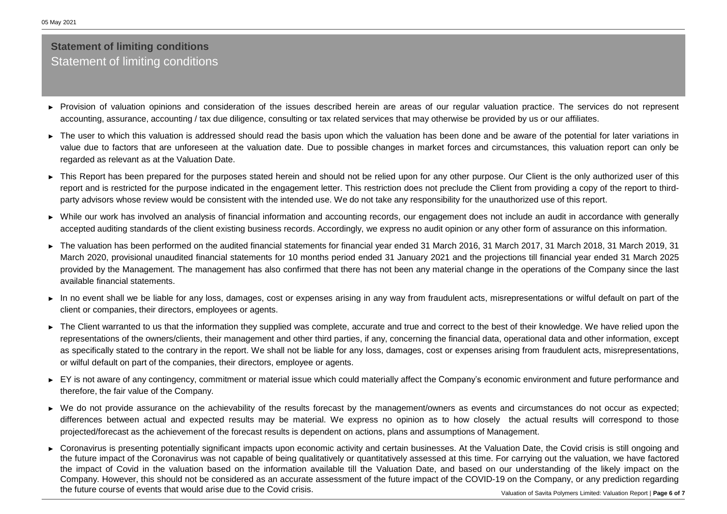# Statement of limiting conditions

## Statement of limiting conditions

- Provision of valuation opinions and consideration of the issues described herein are areas of our regular valuation practice. The services do not represent accounting, assurance, accounting / tax due diligence, consulting or tax related services that may otherwise be provided by us or our affiliates.
- The user to which this valuation is addressed should read the basis upon which the valuation has been done and be aware of the potential for later variations in value due to factors that are unforeseen at the valuation date. Due to possible changes in market forces and circumstances, this valuation report can only be regarded as relevant as at the Valuation Date.
- This Report has been prepared for the purposes stated herein and should not be relied upon for any other purpose. Our Client is the only authorized user of this report and is restricted for the purpose indicated in the engagement letter. This restriction does not preclude the Client from providing a copy of the report to third-party advisors whose review would be consistent with the intended use. We do not take any responsibility for the unauthorized use of this report.
- While our work has involved an analysis of financial information and accounting records, our engagement does not include an audit in accordance with generally accepted auditing standards of the client existing business records. Accordingly, we express no audit opinion or any other form of assurance on this information.
- The valuation has been performed on the audited financial statements for financial year ended 31 March 2016, 31 March 2017, 31 March 2018, 31 March 2019, 31 March 2020, provisional unaudited financial statements for 10 months period ended 31 January 2021 and the projections till financial year ended 31 March 2025 provided by the Management. The management has also confirmed that there has not been any material change in the operations of the Company since the last available financial statements.
- In no event shall we be liable for any loss, damages, cost or expenses arising in any way from fraudulent acts, misrepresentations or wilful default on part of the client or companies, their directors, employees or agents.
- The Client warranted to us that the information they supplied was complete, accurate and true and correct to the best of their knowledge. We have relied upon the representations of the owners/clients, their management and other third parties, if any, concerning the financial data, operational data and other information, except as specifically stated to the contrary in the report. We shall not be liable for any loss, damages, cost or expenses arising from fraudulent acts, misrepresentations, or wilful default on part of the companies, their directors, employee or agents.
- EY is not aware of any contingency, commitment or material issue which could materially affect the Company's economic environment and future performance and therefore, the fair value of the Company.
- We do not provide assurance on the achievability of the results forecast by the management/owners as events and circumstances do not occur as expected; differences between actual and expected results may be material. We express no opinion as to how closely the actual results will correspond to those projected/forecast as the achievement of the forecast results is dependent on actions, plans and assumptions of Management.
- Coronavirus is presenting potentially significant impacts upon economic activity and certain businesses. At the Valuation Date, the Covid crisis is still ongoing and the future impact of the Coronavirus was not capable of being qualitatively or quantitatively assessed at this time. For carrying out the valuation, we have factored the impact of Covid in the valuation based on the information available till the Valuation Date, and based on our understanding of the likely impact on the Company. However, this should not be considered as an accurate assessment of the future impact of the COVID-19 on the Company, or any prediction regarding the future course of events that would arise due to the Covid crisis.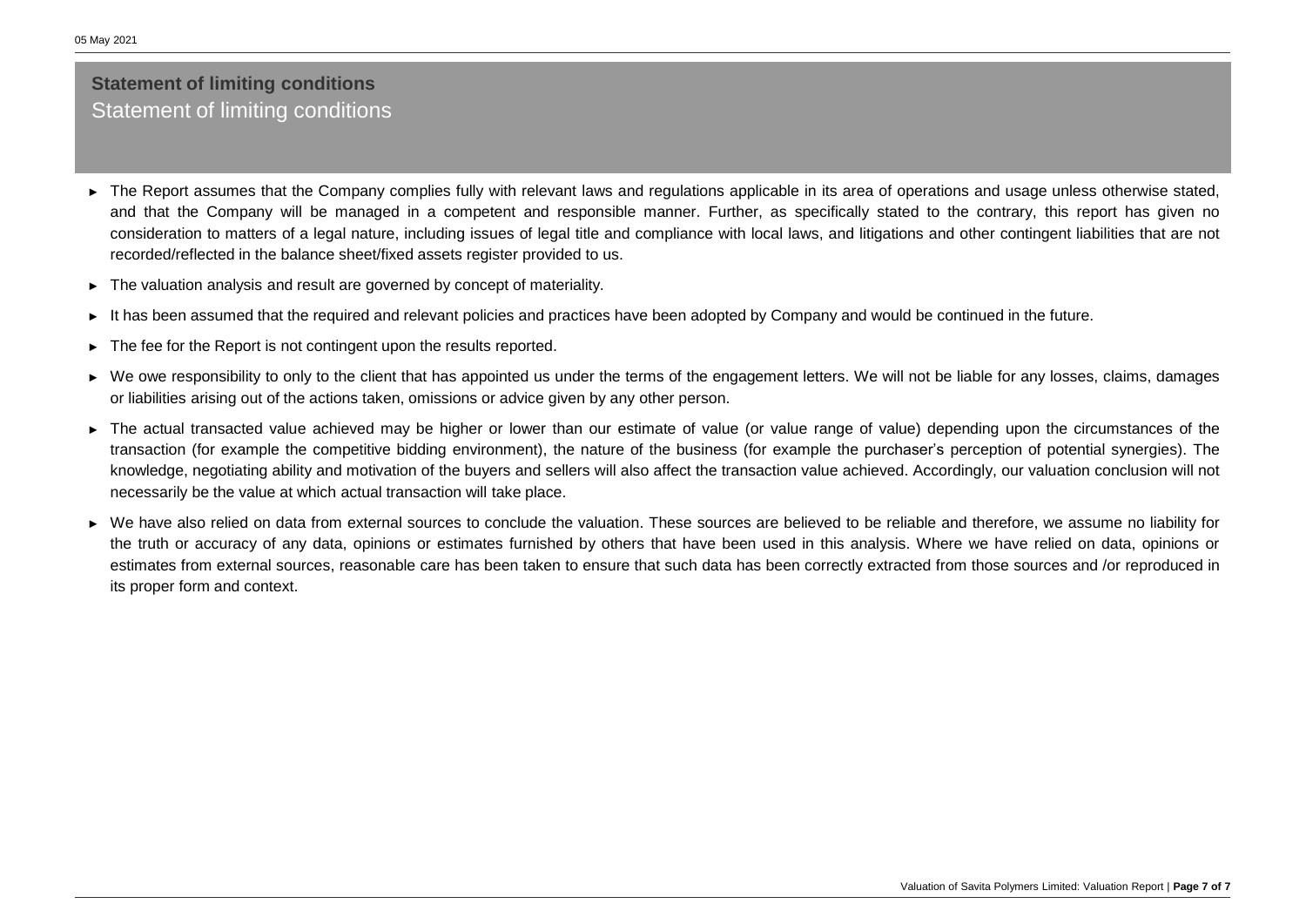## Statement of limiting conditions

### Statement of limiting conditions

- The Report assumes that the Company complies fully with relevant laws and regulations applicable in its area of operations and usage unless otherwise stated, and that the Company will be managed in a competent and responsible manner. Further, as specifically stated to the contrary, this report has given no consideration to matters of a legal nature, including issues of legal title and compliance with local laws, and litigations and other contingent liabilities that are not recorded/reflected in the balance sheet/fixed assets register provided to us.
- The valuation analysis and result are governed by concept of materiality.
- It has been assumed that the required and relevant policies and practices have been adopted by Company and would be continued in the future.
- The fee for the Report is not contingent upon the results reported.
- We owe responsibility to only to the client that has appointed us under the terms of the engagement letters. We will not be liable for any losses, claims, damages or liabilities arising out of the actions taken, omissions or advice given by any other person.
- The actual transacted value achieved may be higher or lower than our estimate of value (or value range of value) depending upon the circumstances of the transaction (for example the competitive bidding environment), the nature of the business (for example the purchaser's perception of potential synergies). The knowledge, negotiating ability and motivation of the buyers and sellers will also affect the transaction value achieved. Accordingly, our valuation conclusion will not necessarily be the value at which actual transaction will take place.
- We have also relied on data from external sources to conclude the valuation. These sources are believed to be reliable and therefore, we assume no liability for the truth or accuracy of any data, opinions or estimates furnished by others that have been used in this analysis. Where we have relied on data, opinions or estimates from external sources, reasonable care has been taken to ensure that such data has been correctly extracted from those sources and /or reproduced in its proper form and context.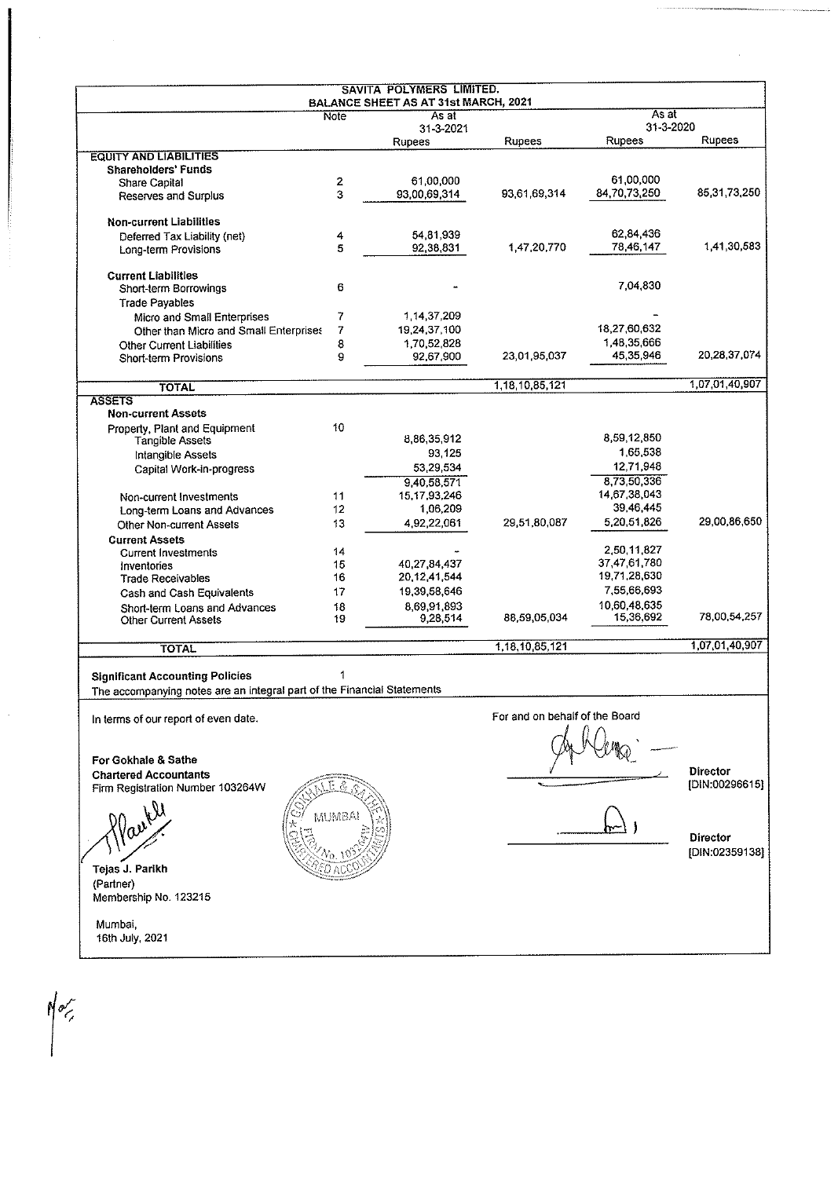# SAVITA POLYMERS LIMITED.

## BALANCE SHEET AS AT 31st MARCH, 2021

| | Note | As at 31-3-2021 Rupees | Rupees | As at 31-3-2020 Rupees | Rupees |
|---|---|---|---|---|---|
| **EQUITY AND LIABILITIES** | | | | | |
| **Shareholders' Funds** | | | | | |
| Share Capital | 2 | 61,00,000 | | 61,00,000 | |
| Reserves and Surplus | 3 | 93,00,69,314 | 93,61,69,314 | 84,70,73,250 | 85,31,73,250 |
| **Non-current Liabilities** | | | | | |
| Deferred Tax Liability (net) | 4 | 54,81,939 | | 62,84,436 | |
| Long-term Provisions | 5 | 92,38,831 | 1,47,20,770 | 78,46,147 | 1,41,30,583 |
| **Current Liabilities** | | | | | |
| Short-term Borrowings | 6 | - | | 7,04,830 | |
| Trade Payables | | | | | |
| Micro and Small Enterprises | 7 | 1,14,37,209 | | - | |
| Other than Micro and Small Enterprises | 7 | 19,24,37,100 | | 18,27,60,632 | |
| Other Current Liabilities | 8 | 1,70,52,828 | | 1,48,35,666 | |
| Short-term Provisions | 9 | 92,67,900 | 23,01,95,037 | 45,35,946 | 20,28,37,074 |
| **TOTAL** | | | 1,18,10,85,121 | | 1,07,01,40,907 |
| **ASSETS** | | | | | |
| **Non-current Assets** | | | | | |
| Property, Plant and Equipment | 10 | | | | |
| Tangible Assets | | 8,86,35,912 | | 8,59,12,850 | |
| Intangible Assets | | 93,125 | | 1,65,538 | |
| Capital Work-in-progress | | 53,29,534 | | 12,71,948 | |
| | | 9,40,58,571 | | 8,73,50,336 | |
| Non-current Investments | 11 | 15,17,93,246 | | 14,67,38,043 | |
| Long-term Loans and Advances | 12 | 1,06,209 | | 39,46,445 | |
| Other Non-current Assets | 13 | 4,92,22,061 | 29,51,80,087 | 5,20,51,826 | 29,00,86,650 |
| **Current Assets** | | | | | |
| Current Investments | 14 | - | | 2,50,11,827 | |
| Inventories | 15 | 40,27,84,437 | | 37,47,61,780 | |
| Trade Receivables | 16 | 20,12,41,544 | | 19,71,28,630 | |
| Cash and Cash Equivalents | 17 | 19,39,58,646 | | 7,55,66,693 | |
| Short-term Loans and Advances | 18 | 8,69,91,893 | | 10,60,48,635 | |
| Other Current Assets | 19 | 9,28,514 | 88,59,05,034 | 15,36,692 | 78,00,54,257 |
| **TOTAL** | | | 1,18,10,85,121 | | 1,07,01,40,907 |

**Significant Accounting Policies** 1

The accompanying notes are an integral part of the Financial Statements

In terms of our report of even date.

**For Gokhale & Sathe**
**Chartered Accountants**
Firm Registration Number 103264W

Tejas J. Parikh
(Partner)
Membership No. 123215

Mumbai,
16th July, 2021

For and on behalf of the Board

**Director**
[DIN:00296615]

**Director**
[DIN:02359138]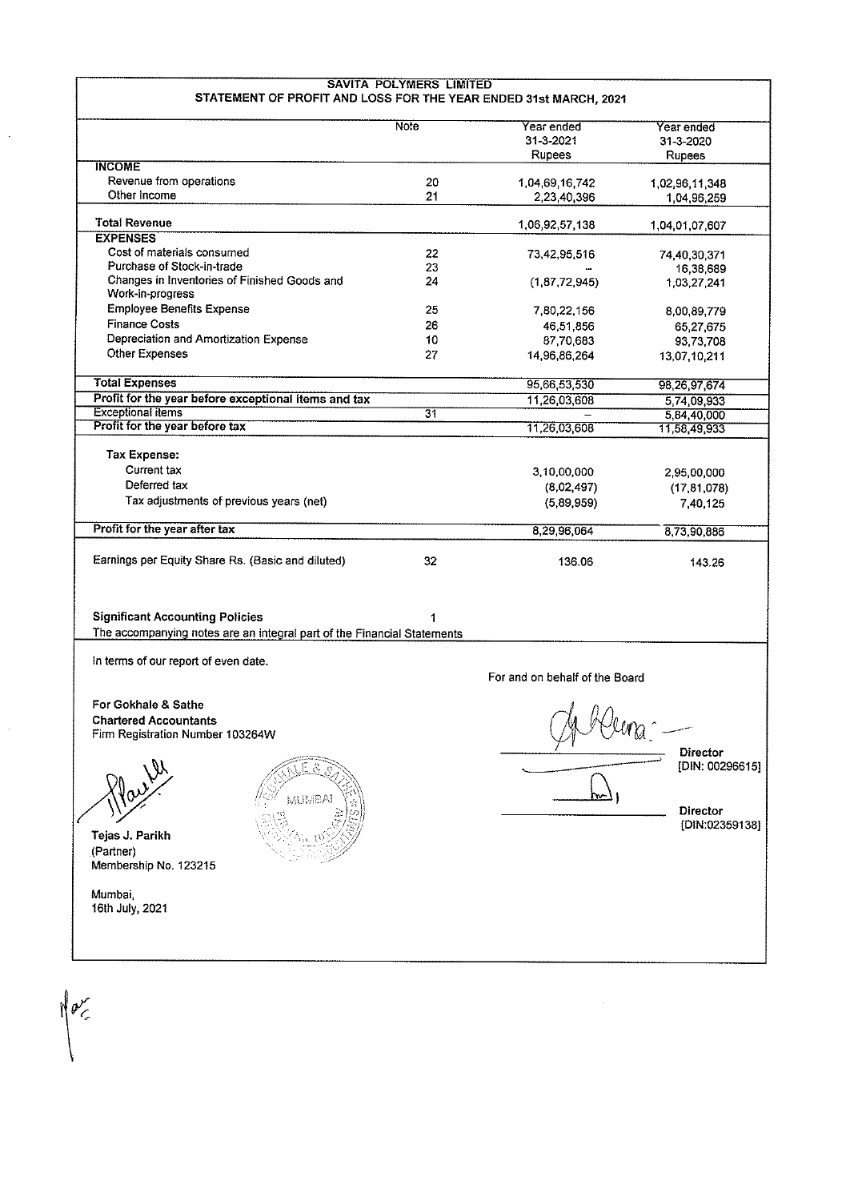# SAVITA POLYMERS LIMITED

## STATEMENT OF PROFIT AND LOSS FOR THE YEAR ENDED 31st MARCH, 2021

| | Note | Year ended 31-3-2021 Rupees | Year ended 31-3-2020 Rupees |
|---|---|---|---|
| **INCOME** | | | |
| Revenue from operations | 20 | 1,04,69,16,742 | 1,02,96,11,348 |
| Other Income | 21 | 2,23,40,396 | 1,04,96,259 |
| **Total Revenue** | | 1,06,92,57,138 | 1,04,01,07,607 |
| **EXPENSES** | | | |
| Cost of materials consumed | 22 | 73,42,95,516 | 74,40,30,371 |
| Purchase of Stock-in-trade | 23 | – | 16,38,689 |
| Changes in Inventories of Finished Goods and Work-in-progress | 24 | (1,87,72,945) | 1,03,27,241 |
| Employee Benefits Expense | 25 | 7,80,22,156 | 8,00,89,779 |
| Finance Costs | 26 | 46,51,856 | 65,27,675 |
| Depreciation and Amortization Expense | 10 | 87,70,683 | 93,73,708 |
| Other Expenses | 27 | 14,96,86,264 | 13,07,10,211 |
| **Total Expenses** | | 95,66,53,530 | 98,26,97,674 |
| **Profit for the year before exceptional items and tax** | | 11,26,03,608 | 5,74,09,933 |
| Exceptional items | 31 | – | 5,84,40,000 |
| **Profit for the year before tax** | | 11,26,03,608 | 11,58,49,933 |
| **Tax Expense:** | | | |
| Current tax | | 3,10,00,000 | 2,95,00,000 |
| Deferred tax | | (8,02,497) | (17,81,078) |
| Tax adjustments of previous years (net) | | (5,89,959) | 7,40,125 |
| **Profit for the year after tax** | | 8,29,96,064 | 8,73,90,886 |
| Earnings per Equity Share Rs. (Basic and diluted) | 32 | 136.06 | 143.26 |
| **Significant Accounting Policies** | 1 | | |

The accompanying notes are an integral part of the Financial Statements

In terms of our report of even date.

**For Gokhale & Sathe**
**Chartered Accountants**
Firm Registration Number 103264W

**Tejas J. Parikh**
(Partner)
Membership No. 123215

Mumbai,
16th July, 2021

For and on behalf of the Board

**Director**
[DIN: 00296615]

**Director**
[DIN:02359138]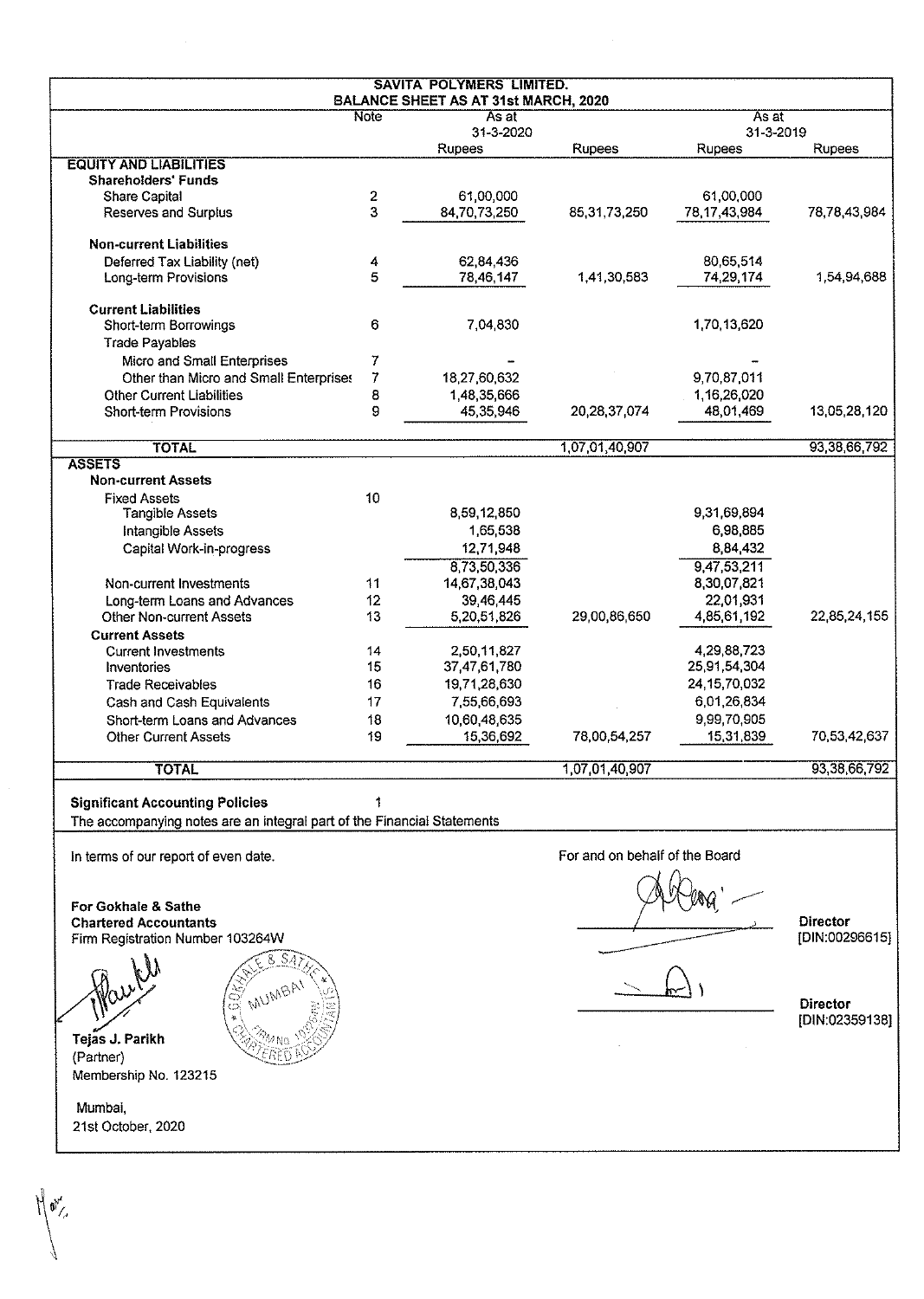# SAVITA POLYMERS LIMITED.

## BALANCE SHEET AS AT 31st MARCH, 2020

| | Note | As at 31-3-2020 Rupees | Rupees | As at 31-3-2019 Rupees | Rupees |
|---|---|---|---|---|---|
| **EQUITY AND LIABILITIES** | | | | | |
| **Shareholders' Funds** | | | | | |
| Share Capital | 2 | 61,00,000 | | 61,00,000 | |
| Reserves and Surplus | 3 | 84,70,73,250 | 85,31,73,250 | 78,17,43,984 | 78,78,43,984 |
| **Non-current Liabilities** | | | | | |
| Deferred Tax Liability (net) | 4 | 62,84,436 | | 80,65,514 | |
| Long-term Provisions | 5 | 78,46,147 | 1,41,30,583 | 74,29,174 | 1,54,94,688 |
| **Current Liabilities** | | | | | |
| Short-term Borrowings | 6 | 7,04,830 | | 1,70,13,620 | |
| Trade Payables | | | | | |
| Micro and Small Enterprises | 7 | - | | - | |
| Other than Micro and Small Enterprises | 7 | 18,27,60,632 | | 9,70,87,011 | |
| Other Current Liabilities | 8 | 1,48,35,666 | | 1,16,26,020 | |
| Short-term Provisions | 9 | 45,35,946 | 20,28,37,074 | 48,01,469 | 13,05,28,120 |
| **TOTAL** | | | 1,07,01,40,907 | | 93,38,66,792 |
| **ASSETS** | | | | | |
| **Non-current Assets** | | | | | |
| Fixed Assets | 10 | | | | |
| Tangible Assets | | 8,59,12,850 | | 9,31,69,894 | |
| Intangible Assets | | 1,65,538 | | 6,98,885 | |
| Capital Work-in-progress | | 12,71,948 | | 8,84,432 | |
| | | 8,73,50,336 | | 9,47,53,211 | |
| Non-current Investments | 11 | 14,67,38,043 | | 8,30,07,821 | |
| Long-term Loans and Advances | 12 | 39,46,445 | | 22,01,931 | |
| Other Non-current Assets | 13 | 5,20,51,826 | 29,00,86,650 | 4,85,61,192 | 22,85,24,155 |
| **Current Assets** | | | | | |
| Current Investments | 14 | 2,50,11,827 | | 4,29,88,723 | |
| Inventories | 15 | 37,47,61,780 | | 25,91,54,304 | |
| Trade Receivables | 16 | 19,71,28,630 | | 24,15,70,032 | |
| Cash and Cash Equivalents | 17 | 7,55,66,693 | | 6,01,26,834 | |
| Short-term Loans and Advances | 18 | 10,60,48,635 | | 9,99,70,905 | |
| Other Current Assets | 19 | 15,36,692 | 78,00,54,257 | 15,31,839 | 70,53,42,637 |
| **TOTAL** | | | 1,07,01,40,907 | | 93,38,66,792 |

**Significant Accounting Policies** 1

The accompanying notes are an integral part of the Financial Statements

In terms of our report of even date.

**For Gokhale & Sathe**
**Chartered Accountants**
Firm Registration Number 103264W

**Tejas J. Parikh**
(Partner)
Membership No. 123215

Mumbai,
21st October, 2020

For and on behalf of the Board

**Director**
[DIN:00296615]

**Director**
[DIN:02359138]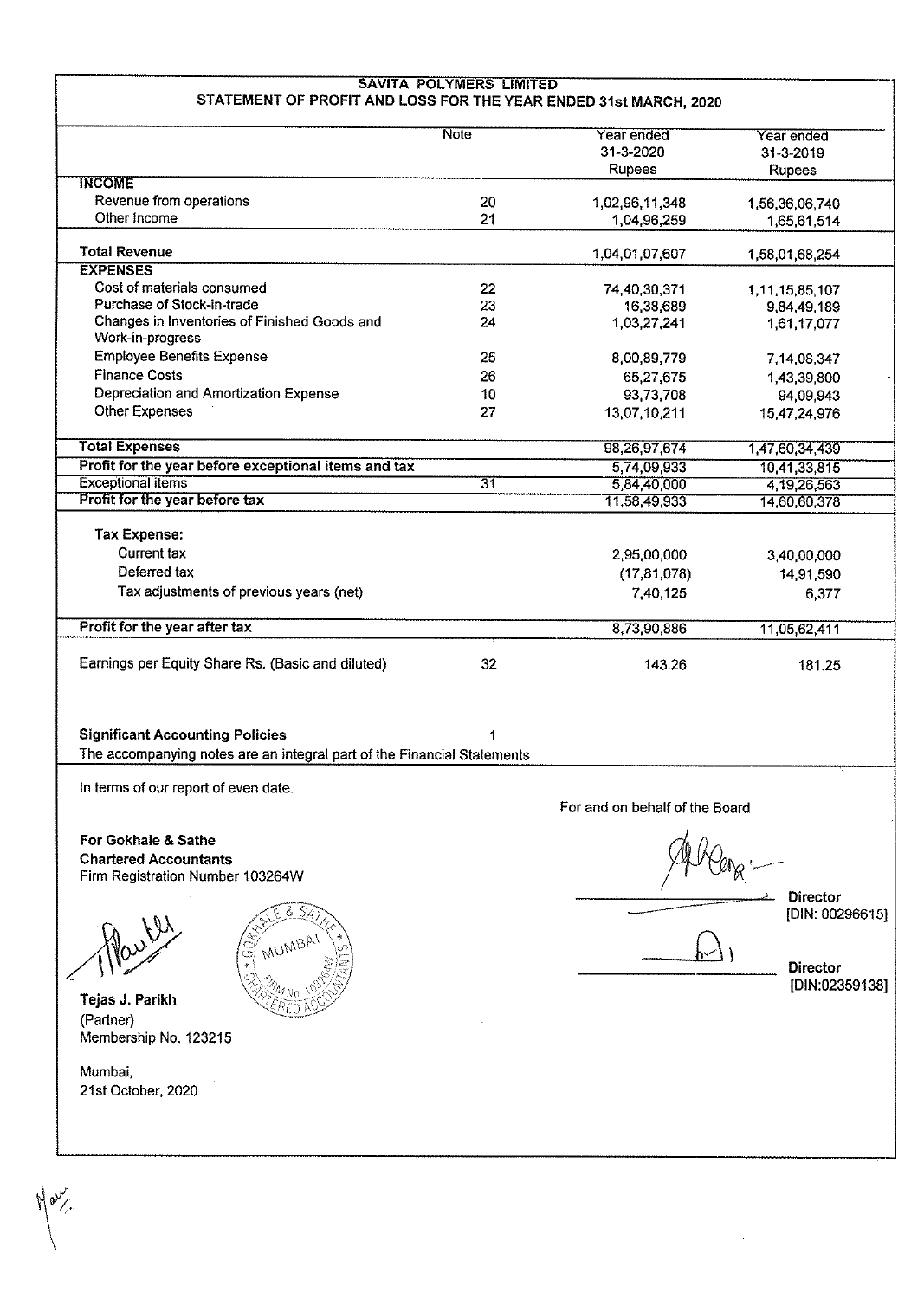# SAVITA POLYMERS LIMITED

## STATEMENT OF PROFIT AND LOSS FOR THE YEAR ENDED 31st MARCH, 2020

| | Note | Year ended 31-3-2020 Rupees | Year ended 31-3-2019 Rupees |
|---|---|---|---|
| **INCOME** | | | |
| Revenue from operations | 20 | 1,02,96,11,348 | 1,56,36,06,740 |
| Other Income | 21 | 1,04,96,259 | 1,65,61,514 |
| **Total Revenue** | | 1,04,01,07,607 | 1,58,01,68,254 |
| **EXPENSES** | | | |
| Cost of materials consumed | 22 | 74,40,30,371 | 1,11,15,85,107 |
| Purchase of Stock-in-trade | 23 | 16,38,689 | 9,84,49,189 |
| Changes in Inventories of Finished Goods and Work-in-progress | 24 | 1,03,27,241 | 1,61,17,077 |
| Employee Benefits Expense | 25 | 8,00,89,779 | 7,14,08,347 |
| Finance Costs | 26 | 65,27,675 | 1,43,39,800 |
| Depreciation and Amortization Expense | 10 | 93,73,708 | 94,09,943 |
| Other Expenses | 27 | 13,07,10,211 | 15,47,24,976 |
| **Total Expenses** | | 98,26,97,674 | 1,47,60,34,439 |
| **Profit for the year before exceptional items and tax** | | 5,74,09,933 | 10,41,33,815 |
| Exceptional items | 31 | 5,84,40,000 | 4,19,26,563 |
| **Profit for the year before tax** | | 11,58,49,933 | 14,60,60,378 |
| **Tax Expense:** | | | |
| Current tax | | 2,95,00,000 | 3,40,00,000 |
| Deferred tax | | (17,81,078) | 14,91,590 |
| Tax adjustments of previous years (net) | | 7,40,125 | 6,377 |
| **Profit for the year after tax** | | 8,73,90,886 | 11,05,62,411 |
| Earnings per Equity Share Rs. (Basic and diluted) | 32 | 143.26 | 181.25 |

**Significant Accounting Policies** 1

The accompanying notes are an integral part of the Financial Statements

In terms of our report of even date.

For and on behalf of the Board

**For Gokhale & Sathe**
**Chartered Accountants**
Firm Registration Number 103264W

**Director**
[DIN: 00296615]

**Director**
[DIN:02359138]

**Tejas J. Parikh**
(Partner)
Membership No. 123215

Mumbai,
21st October, 2020